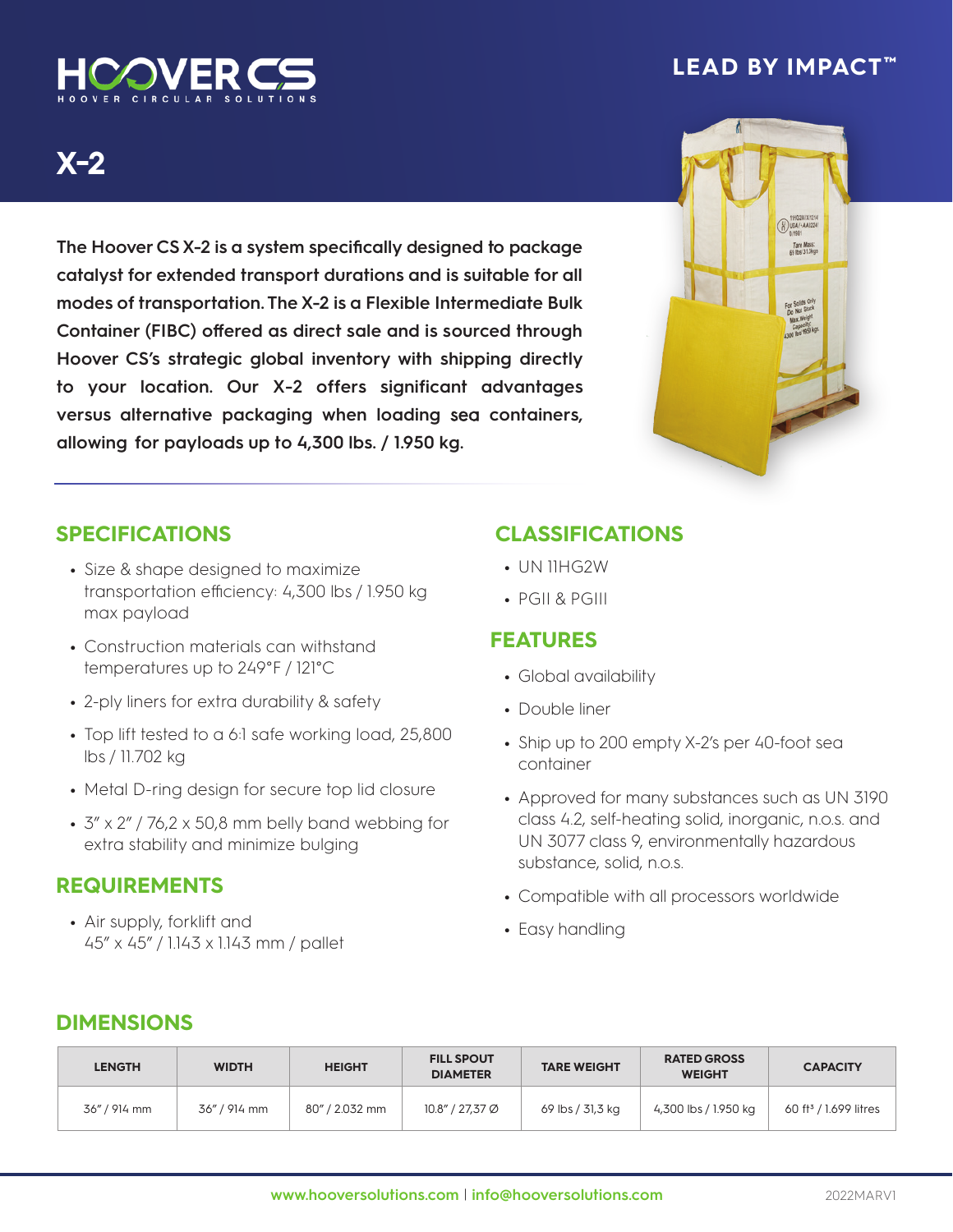HOOVER CS
HOOVER CIRCULAR SOLUTIONS

**LEAD BY IMPACT™**

# X-2

**The Hoover CS X-2 is a system specifically designed to package catalyst for extended transport durations and is suitable for all modes of transportation. The X-2 is a Flexible Intermediate Bulk Container (FIBC) offered as direct sale and is sourced through Hoover CS's strategic global inventory with shipping directly to your location. Our X-2 offers significant advantages versus alternative packaging when loading sea containers, allowing for payloads up to 4,300 lbs. / 1.950 kg.**

## SPECIFICATIONS

- Size & shape designed to maximize transportation efficiency: 4,300 lbs / 1.950 kg max payload
- Construction materials can withstand temperatures up to 249°F / 121°C
- 2-ply liners for extra durability & safety
- Top lift tested to a 6:1 safe working load, 25,800 lbs / 11.702 kg
- Metal D-ring design for secure top lid closure
- 3" x 2" / 76,2 x 50,8 mm belly band webbing for extra stability and minimize bulging

## REQUIREMENTS

- Air supply, forklift and 45" x 45" / 1.143 x 1.143 mm / pallet

## CLASSIFICATIONS

- UN 11HG2W
- PGII & PGIII

## FEATURES

- Global availability
- Double liner
- Ship up to 200 empty X-2's per 40-foot sea container
- Approved for many substances such as UN 3190 class 4.2, self-heating solid, inorganic, n.o.s. and UN 3077 class 9, environmentally hazardous substance, solid, n.o.s.
- Compatible with all processors worldwide
- Easy handling

## DIMENSIONS

| LENGTH | WIDTH | HEIGHT | FILL SPOUT DIAMETER | TARE WEIGHT | RATED GROSS WEIGHT | CAPACITY |
|---|---|---|---|---|---|---|
| 36" / 914 mm | 36" / 914 mm | 80" / 2.032 mm | 10.8" / 27,37 Ø | 69 lbs / 31,3 kg | 4,300 lbs / 1.950 kg | 60 ft³ / 1.699 litres |

www.hooversolutions.com | info@hooversolutions.com

2022MARV1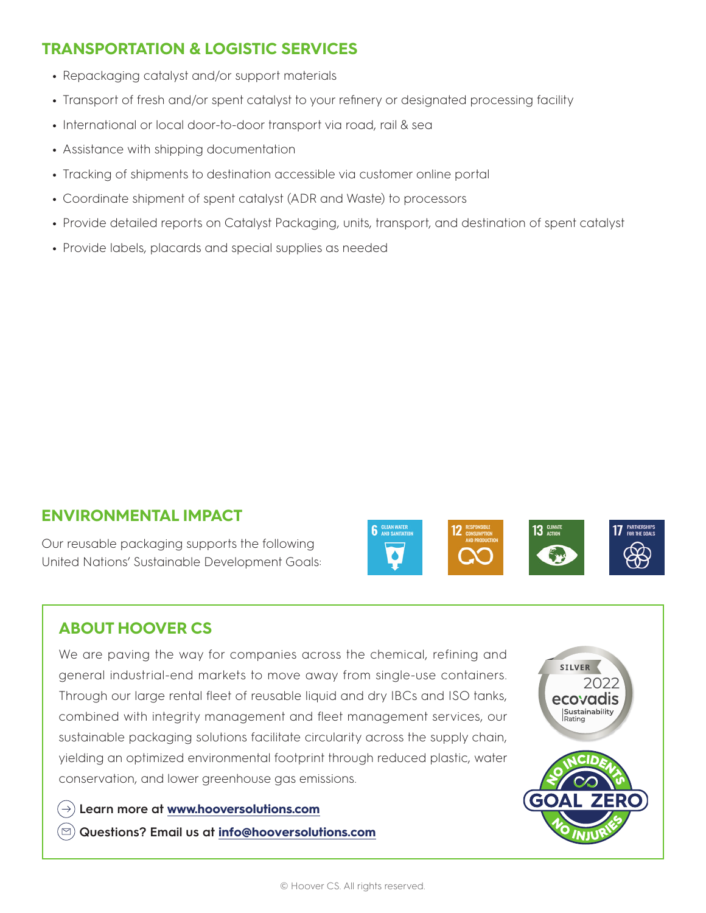## TRANSPORTATION & LOGISTIC SERVICES

- Repackaging catalyst and/or support materials
- Transport of fresh and/or spent catalyst to your refinery or designated processing facility
- International or local door-to-door transport via road, rail & sea
- Assistance with shipping documentation
- Tracking of shipments to destination accessible via customer online portal
- Coordinate shipment of spent catalyst (ADR and Waste) to processors
- Provide detailed reports on Catalyst Packaging, units, transport, and destination of spent catalyst
- Provide labels, placards and special supplies as needed

## ENVIRONMENTAL IMPACT

Our reusable packaging supports the following United Nations' Sustainable Development Goals:

6 CLEAN WATER AND SANITATION

12 RESPONSIBLE CONSUMPTION AND PRODUCTION

13 CLIMATE ACTION

17 PARTNERSHIPS FOR THE GOALS

## ABOUT HOOVER CS

We are paving the way for companies across the chemical, refining and general industrial-end markets to move away from single-use containers. Through our large rental fleet of reusable liquid and dry IBCs and ISO tanks, combined with integrity management and fleet management services, our sustainable packaging solutions facilitate circularity across the supply chain, yielding an optimized environmental footprint through reduced plastic, water conservation, and lower greenhouse gas emissions.

SILVER 2022 ecovadis Sustainability Rating

NO INCIDENTS GOAL ZERO NO INJURIES

**Learn more at [www.hooversolutions.com](www.hooversolutions.com)**

**Questions? Email us at [info@hooversolutions.com](mailto:info@hooversolutions.com)**

© Hoover CS. All rights reserved.